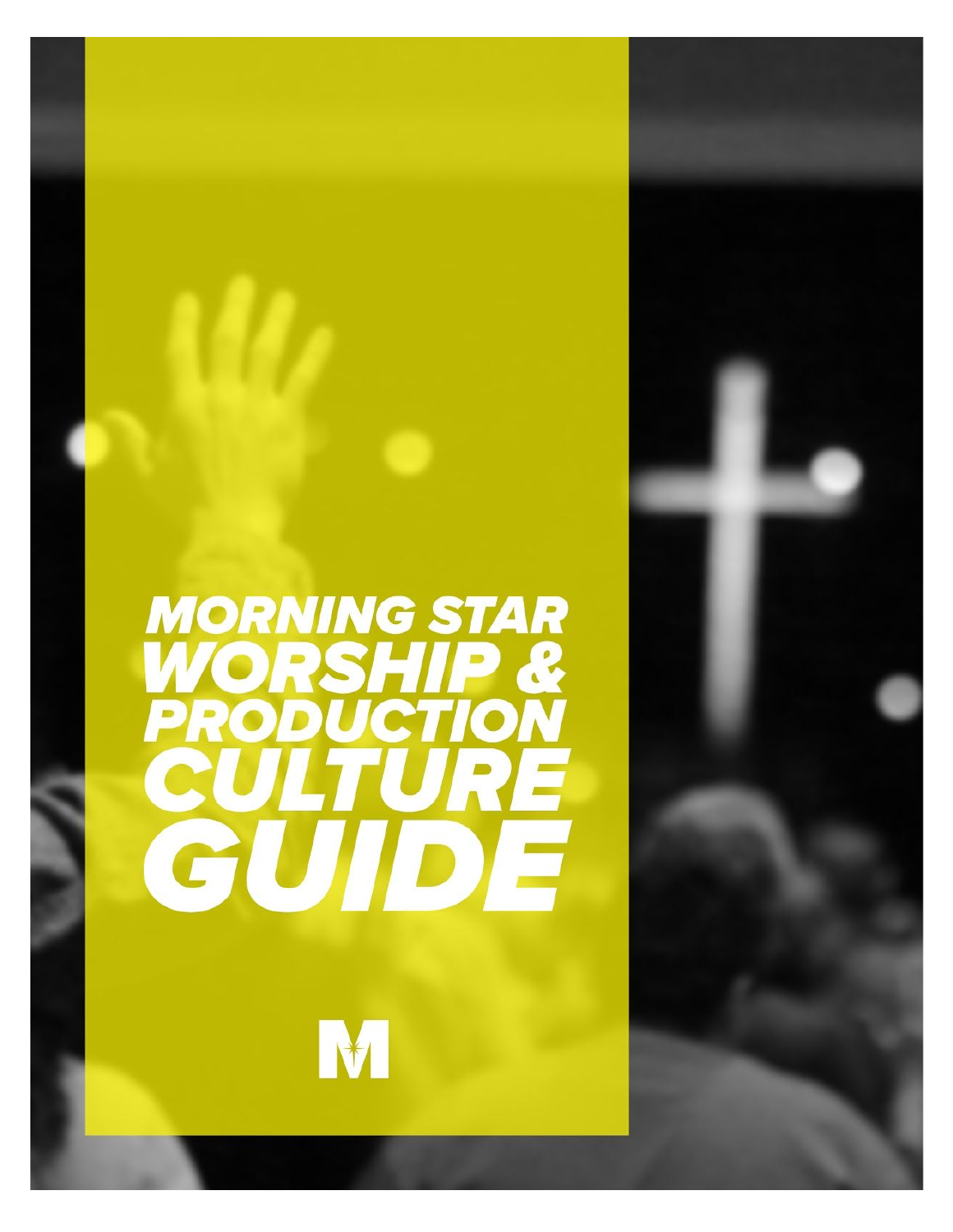# MORNING STAR WORSHIP & PRODUCTION CULTURE GUIDE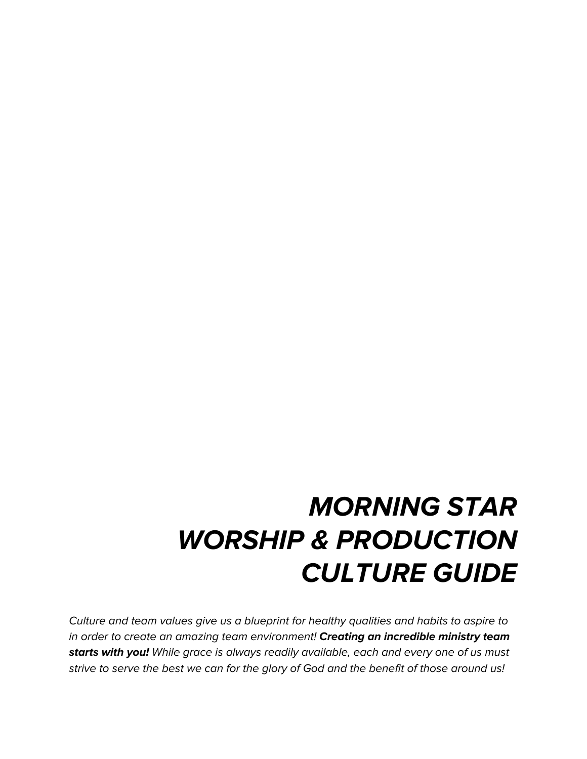# *MORNING STAR WORSHIP & PRODUCTION CULTURE GUIDE*

*Culture and team values give us a blueprint for healthy qualities and habits to aspire to in order to create an amazing team environment!* ***Creating an incredible ministry team starts with you!*** *While grace is always readily available, each and every one of us must strive to serve the best we can for the glory of God and the benefit of those around us!*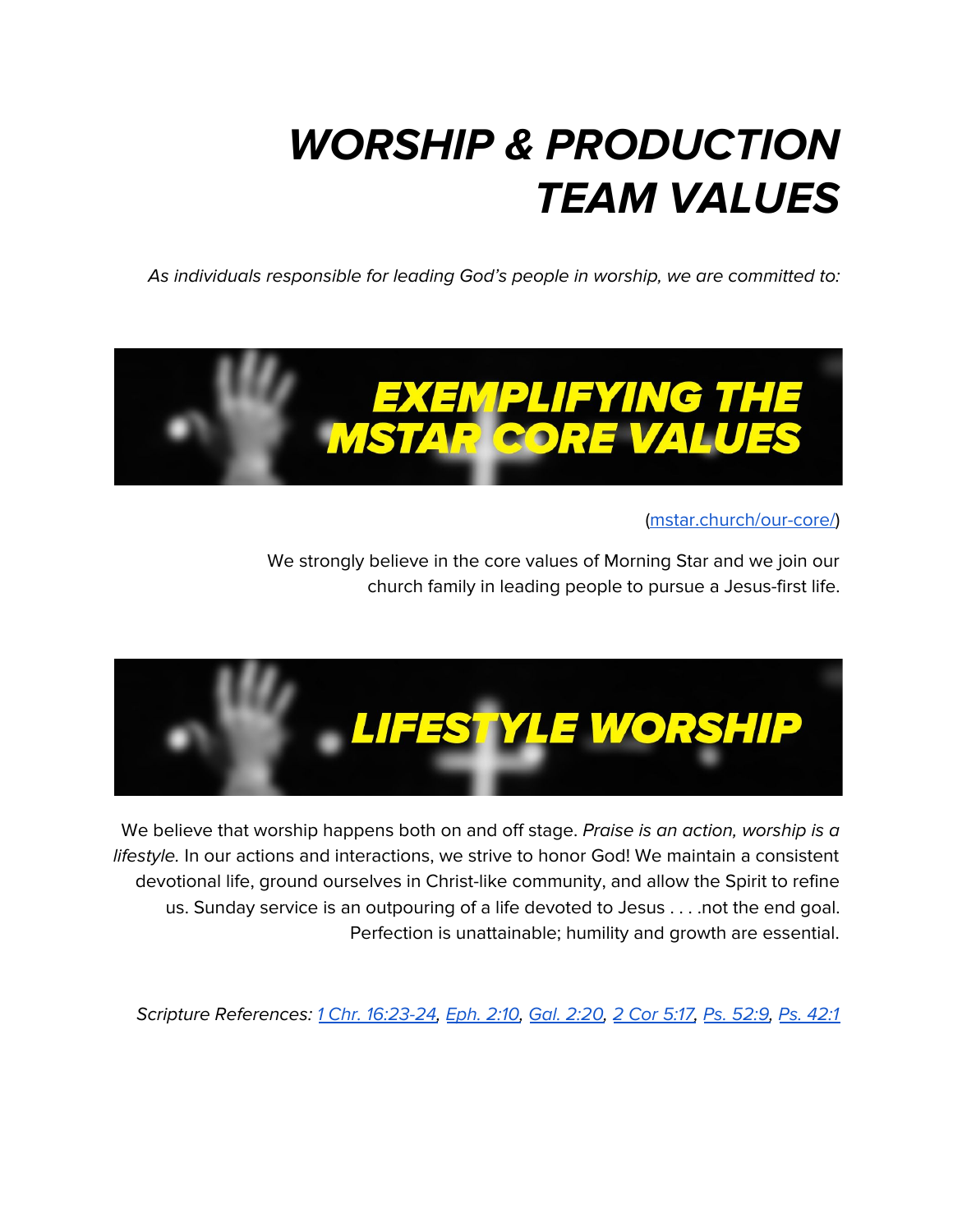# ***WORSHIP & PRODUCTION TEAM VALUES***

*As individuals responsible for leading God's people in worship, we are committed to:*

## ***EXEMPLIFYING THE MSTAR CORE VALUES***

([mstar.church/our-core/](mstar.church/our-core/))

We strongly believe in the core values of Morning Star and we join our church family in leading people to pursue a Jesus-first life.

## ***LIFESTYLE WORSHIP***

We believe that worship happens both on and off stage. *Praise is an action, worship is a lifestyle.* In our actions and interactions, we strive to honor God! We maintain a consistent devotional life, ground ourselves in Christ-like community, and allow the Spirit to refine us. Sunday service is an outpouring of a life devoted to Jesus . . . .not the end goal. Perfection is unattainable; humility and growth are essential.

*Scripture References: 1 Chr. 16:23-24, Eph. 2:10, Gal. 2:20, 2 Cor 5:17, Ps. 52:9, Ps. 42:1*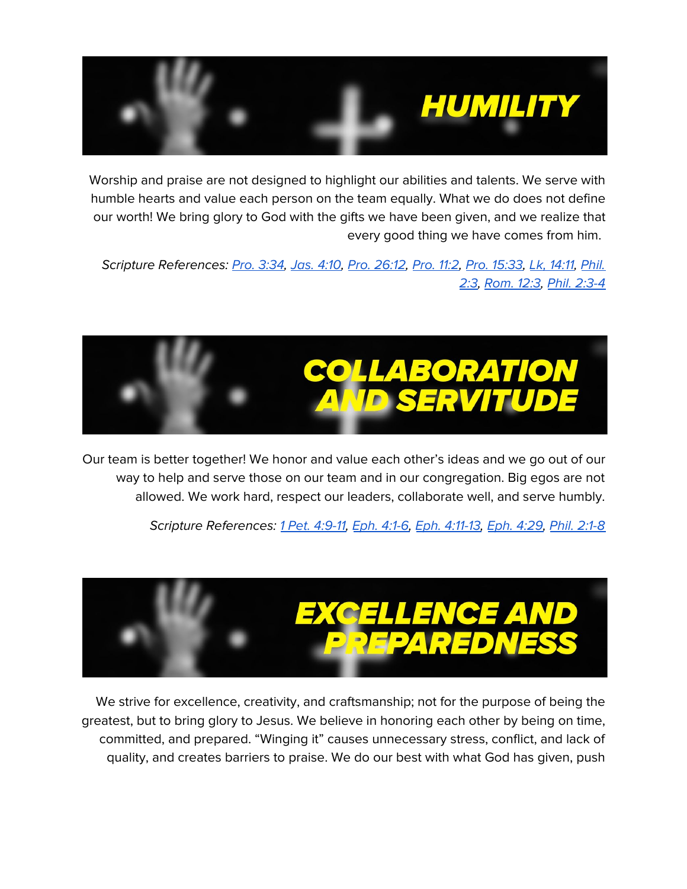## HUMILITY

Worship and praise are not designed to highlight our abilities and talents. We serve with humble hearts and value each person on the team equally. What we do does not define our worth! We bring glory to God with the gifts we have been given, and we realize that every good thing we have comes from him.

*Scripture References:* Pro. 3:34, Jas. 4:10, Pro. 26:12, Pro. 11:2, Pro. 15:33, Lk. 14:11, Phil. 2:3, Rom. 12:3, Phil. 2:3-4

## COLLABORATION AND SERVITUDE

Our team is better together! We honor and value each other's ideas and we go out of our way to help and serve those on our team and in our congregation. Big egos are not allowed. We work hard, respect our leaders, collaborate well, and serve humbly.

*Scripture References:* 1 Pet. 4:9-11, Eph. 4:1-6, Eph. 4:11-13, Eph. 4:29, Phil. 2:1-8

## EXCELLENCE AND PREPAREDNESS

We strive for excellence, creativity, and craftsmanship; not for the purpose of being the greatest, but to bring glory to Jesus. We believe in honoring each other by being on time, committed, and prepared. "Winging it" causes unnecessary stress, conflict, and lack of quality, and creates barriers to praise. We do our best with what God has given, push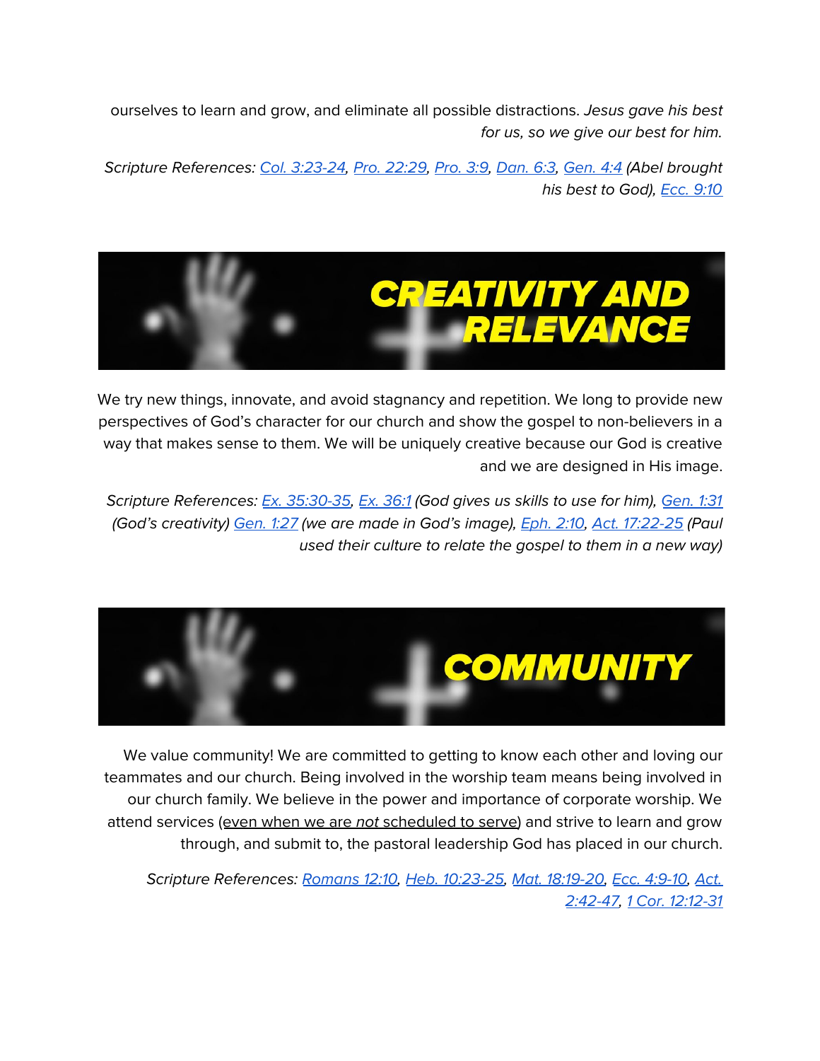ourselves to learn and grow, and eliminate all possible distractions. *Jesus gave his best for us, so we give our best for him.*

*Scripture References: Col. 3:23-24, Pro. 22:29, Pro. 3:9, Dan. 6:3, Gen. 4:4 (Abel brought his best to God), Ecc. 9:10*

# CREATIVITY AND RELEVANCE

We try new things, innovate, and avoid stagnancy and repetition. We long to provide new perspectives of God's character for our church and show the gospel to non-believers in a way that makes sense to them. We will be uniquely creative because our God is creative and we are designed in His image.

*Scripture References: Ex. 35:30-35, Ex. 36:1 (God gives us skills to use for him), Gen. 1:31 (God's creativity) Gen. 1:27 (we are made in God's image), Eph. 2:10, Act. 17:22-25 (Paul used their culture to relate the gospel to them in a new way)*

# COMMUNITY

We value community! We are committed to getting to know each other and loving our teammates and our church. Being involved in the worship team means being involved in our church family. We believe in the power and importance of corporate worship. We attend services (<u>even when we are *not* scheduled to serve</u>) and strive to learn and grow through, and submit to, the pastoral leadership God has placed in our church.

*Scripture References: Romans 12:10, Heb. 10:23-25, Mat. 18:19-20, Ecc. 4:9-10, Act. 2:42-47, 1 Cor. 12:12-31*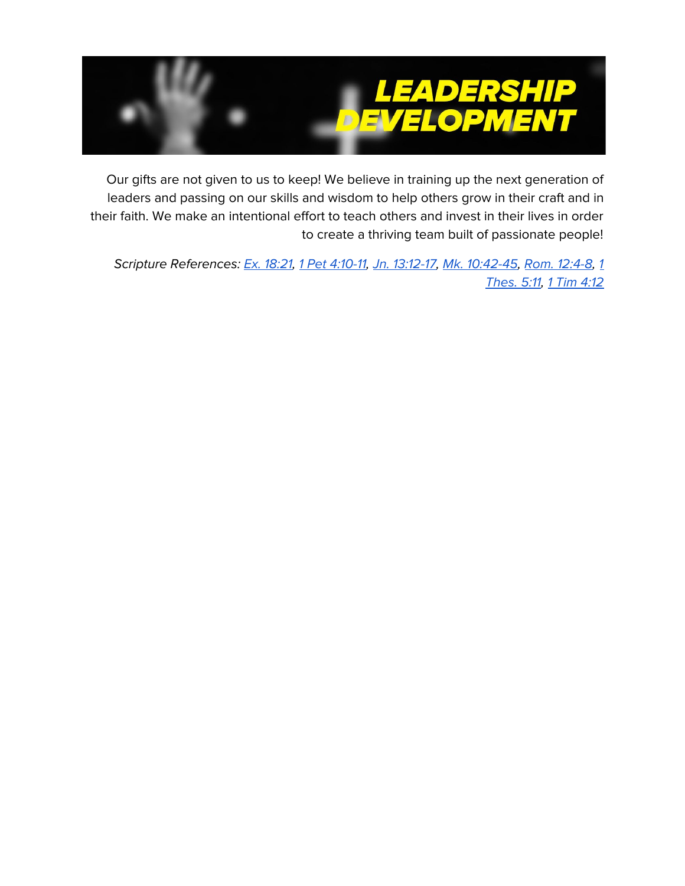# LEADERSHIP DEVELOPMENT

Our gifts are not given to us to keep! We believe in training up the next generation of leaders and passing on our skills and wisdom to help others grow in their craft and in their faith. We make an intentional effort to teach others and invest in their lives in order to create a thriving team built of passionate people!

*Scripture References: Ex. 18:21, 1 Pet 4:10-11, Jn. 13:12-17, Mk. 10:42-45, Rom. 12:4-8, 1 Thes. 5:11, 1 Tim 4:12*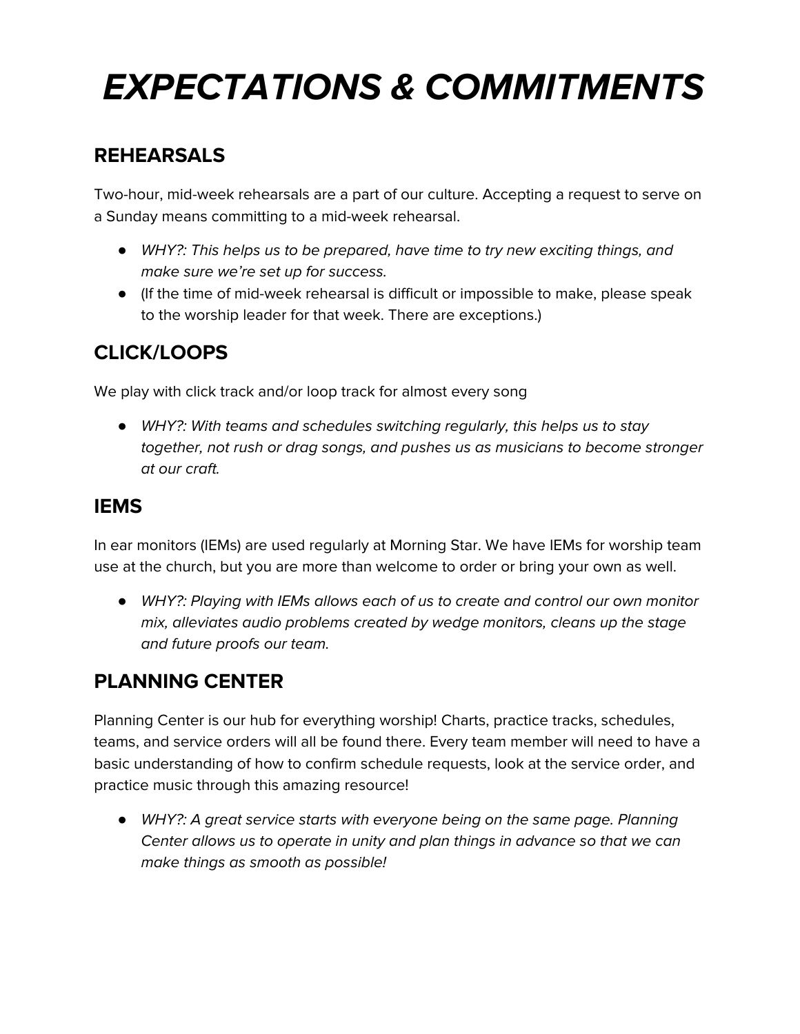# *EXPECTATIONS & COMMITMENTS*

## REHEARSALS

Two-hour, mid-week rehearsals are a part of our culture. Accepting a request to serve on a Sunday means committing to a mid-week rehearsal.

- *WHY?: This helps us to be prepared, have time to try new exciting things, and make sure we're set up for success.*
- (If the time of mid-week rehearsal is difficult or impossible to make, please speak to the worship leader for that week. There are exceptions.)

## CLICK/LOOPS

We play with click track and/or loop track for almost every song

- *WHY?: With teams and schedules switching regularly, this helps us to stay together, not rush or drag songs, and pushes us as musicians to become stronger at our craft.*

## IEMS

In ear monitors (IEMs) are used regularly at Morning Star. We have IEMs for worship team use at the church, but you are more than welcome to order or bring your own as well.

- *WHY?: Playing with IEMs allows each of us to create and control our own monitor mix, alleviates audio problems created by wedge monitors, cleans up the stage and future proofs our team.*

## PLANNING CENTER

Planning Center is our hub for everything worship! Charts, practice tracks, schedules, teams, and service orders will all be found there. Every team member will need to have a basic understanding of how to confirm schedule requests, look at the service order, and practice music through this amazing resource!

- *WHY?: A great service starts with everyone being on the same page. Planning Center allows us to operate in unity and plan things in advance so that we can make things as smooth as possible!*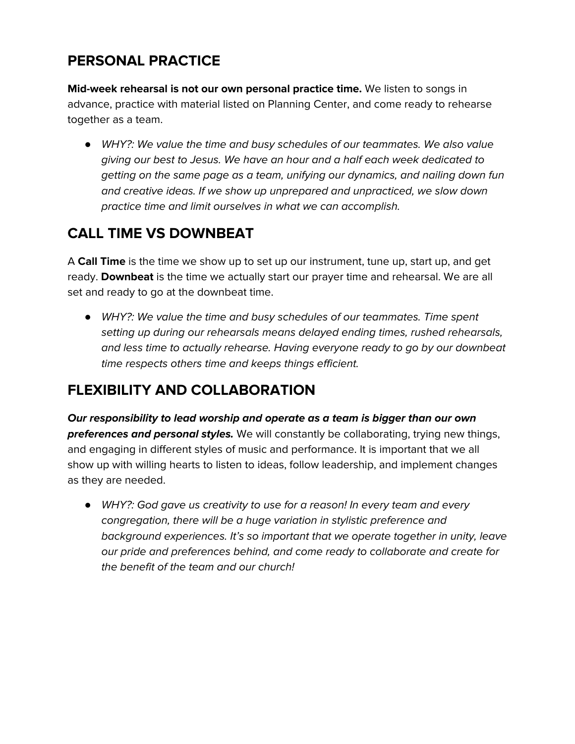## PERSONAL PRACTICE

**Mid-week rehearsal is not our own personal practice time.** We listen to songs in advance, practice with material listed on Planning Center, and come ready to rehearse together as a team.

- *WHY?: We value the time and busy schedules of our teammates. We also value giving our best to Jesus. We have an hour and a half each week dedicated to getting on the same page as a team, unifying our dynamics, and nailing down fun and creative ideas. If we show up unprepared and unpracticed, we slow down practice time and limit ourselves in what we can accomplish.*

## CALL TIME VS DOWNBEAT

A **Call Time** is the time we show up to set up our instrument, tune up, start up, and get ready. **Downbeat** is the time we actually start our prayer time and rehearsal. We are all set and ready to go at the downbeat time.

- *WHY?: We value the time and busy schedules of our teammates. Time spent setting up during our rehearsals means delayed ending times, rushed rehearsals, and less time to actually rehearse. Having everyone ready to go by our downbeat time respects others time and keeps things efficient.*

## FLEXIBILITY AND COLLABORATION

***Our responsibility to lead worship and operate as a team is bigger than our own preferences and personal styles.*** We will constantly be collaborating, trying new things, and engaging in different styles of music and performance. It is important that we all show up with willing hearts to listen to ideas, follow leadership, and implement changes as they are needed.

- *WHY?: God gave us creativity to use for a reason! In every team and every congregation, there will be a huge variation in stylistic preference and background experiences. It's so important that we operate together in unity, leave our pride and preferences behind, and come ready to collaborate and create for the benefit of the team and our church!*